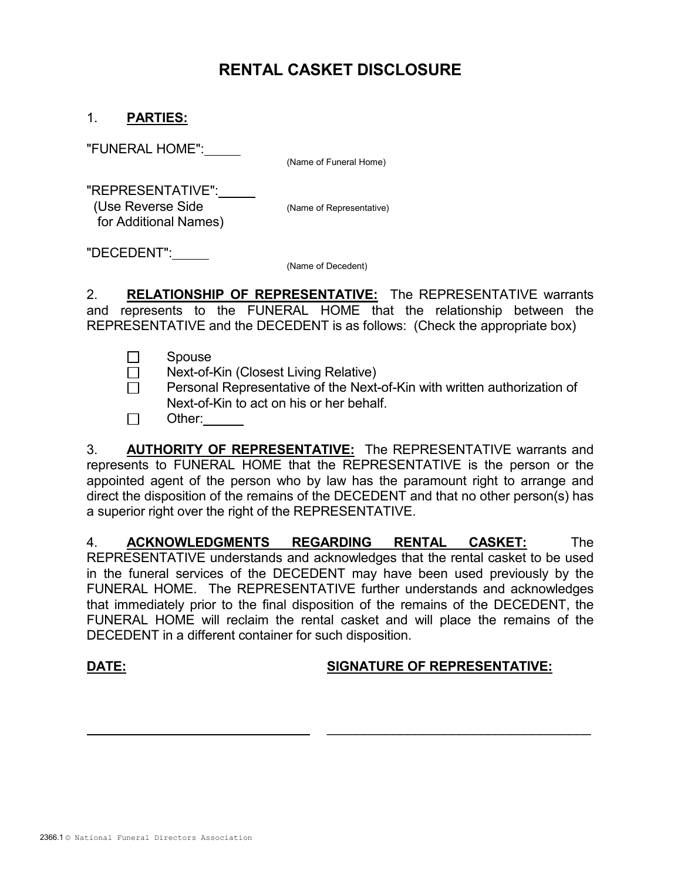# RENTAL CASKET DISCLOSURE

1. **PARTIES:**

"FUNERAL HOME": _____
(Name of Funeral Home)

"REPRESENTATIVE": _____
(Use Reverse Side for Additional Names)
(Name of Representative)

"DECEDENT": _____
(Name of Decedent)

2. **RELATIONSHIP OF REPRESENTATIVE:** The REPRESENTATIVE warrants and represents to the FUNERAL HOME that the relationship between the REPRESENTATIVE and the DECEDENT is as follows: (Check the appropriate box)

- ☐ Spouse
- ☐ Next-of-Kin (Closest Living Relative)
- ☐ Personal Representative of the Next-of-Kin with written authorization of Next-of-Kin to act on his or her behalf.
- ☐ Other: _____

3. **AUTHORITY OF REPRESENTATIVE:** The REPRESENTATIVE warrants and represents to FUNERAL HOME that the REPRESENTATIVE is the person or the appointed agent of the person who by law has the paramount right to arrange and direct the disposition of the remains of the DECEDENT and that no other person(s) has a superior right over the right of the REPRESENTATIVE.

4. **ACKNOWLEDGMENTS REGARDING RENTAL CASKET:** The REPRESENTATIVE understands and acknowledges that the rental casket to be used in the funeral services of the DECEDENT may have been used previously by the FUNERAL HOME. The REPRESENTATIVE further understands and acknowledges that immediately prior to the final disposition of the remains of the DECEDENT, the FUNERAL HOME will reclaim the rental casket and will place the remains of the DECEDENT in a different container for such disposition.

**DATE:** ______________________________

**SIGNATURE OF REPRESENTATIVE:** ______________________________

2366.1 © National Funeral Directors Association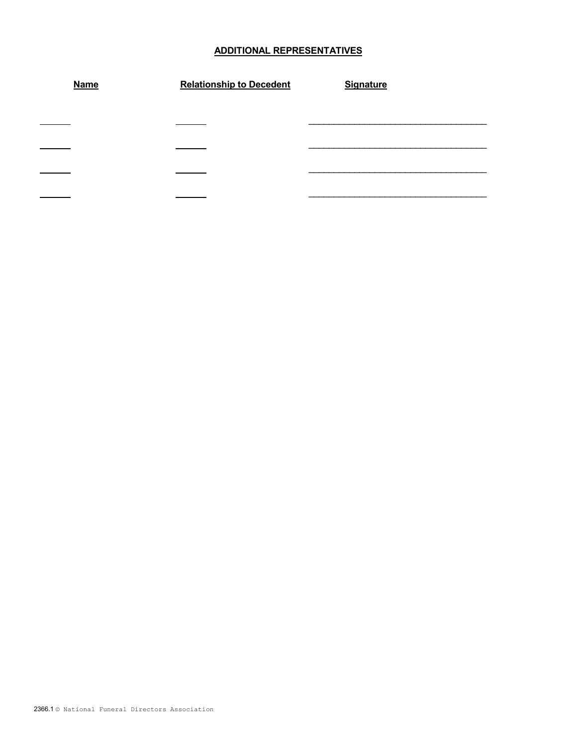## ADDITIONAL REPRESENTATIVES

| Name | Relationship to Decedent | Signature |
| --- | --- | --- |
| ______ | ______ | ____________________________________ |
| ______ | ______ | ____________________________________ |
| ______ | ______ | ____________________________________ |
| ______ | ______ | ____________________________________ |

2366.1 © National Funeral Directors Association